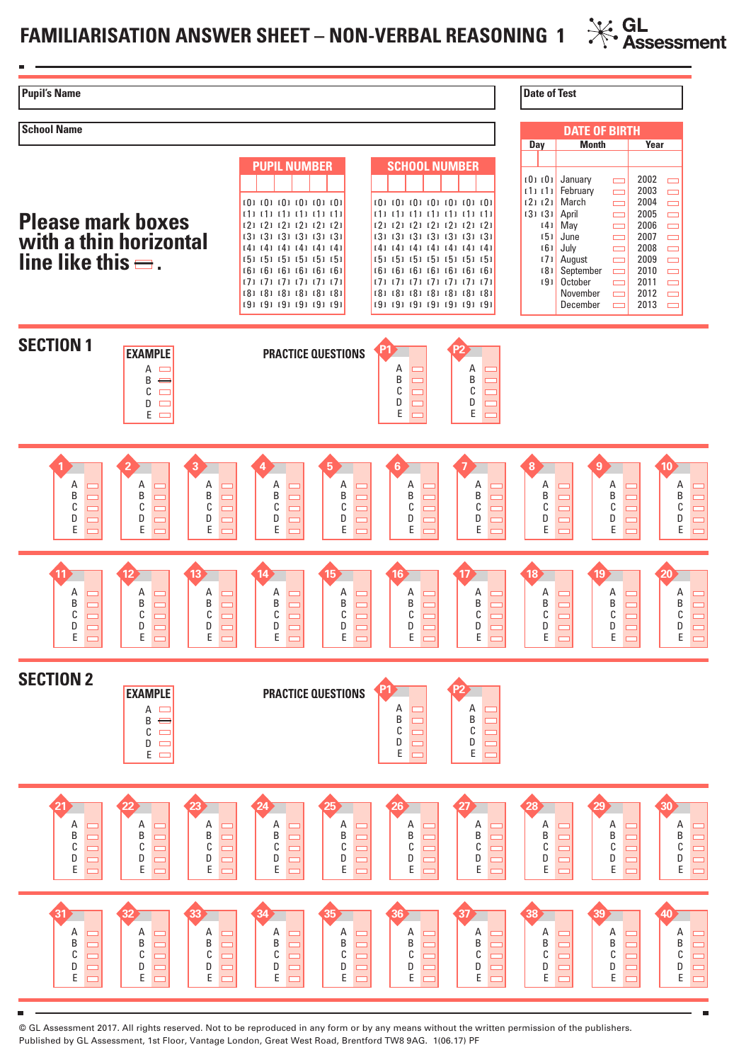# FAMILIARISATION ANSWER SHEET – NON-VERBAL REASONING 1

GL Assessment

**Pupil's Name**

**Date of Test**

**School Name**

**Please mark boxes with a thin horizontal line like this ▭.**

**PUPIL NUMBER**

[0] [0] [0] [0] [0] [0]
[1] [1] [1] [1] [1] [1]
[2] [2] [2] [2] [2] [2]
[3] [3] [3] [3] [3] [3]
[4] [4] [4] [4] [4] [4]
[5] [5] [5] [5] [5] [5]
[6] [6] [6] [6] [6] [6]
[7] [7] [7] [7] [7] [7]
[8] [8] [8] [8] [8] [8]
[9] [9] [9] [9] [9] [9]

**SCHOOL NUMBER**

[0] [0] [0] [0] [0] [0] [0]
[1] [1] [1] [1] [1] [1] [1]
[2] [2] [2] [2] [2] [2] [2]
[3] [3] [3] [3] [3] [3] [3]
[4] [4] [4] [4] [4] [4] [4]
[5] [5] [5] [5] [5] [5] [5]
[6] [6] [6] [6] [6] [6] [6]
[7] [7] [7] [7] [7] [7] [7]
[8] [8] [8] [8] [8] [8] [8]
[9] [9] [9] [9] [9] [9] [9]

**DATE OF BIRTH**

| Day | | Month | Year |
|---|---|---|---|
| [0] | [0] | January | 2002 |
| [1] | [1] | February | 2003 |
| [2] | [2] | March | 2004 |
| [3] | [3] | April | 2005 |
| | [4] | May | 2006 |
| | [5] | June | 2007 |
| | [6] | July | 2008 |
| | [7] | August | 2009 |
| | [8] | September | 2010 |
| | [9] | October | 2011 |
| | | November | 2012 |
| | | December | 2013 |

## SECTION 1

**EXAMPLE**
A
B ▭
C
D
E

**PRACTICE QUESTIONS**

P1: A B C D E

P2: A B C D E

Questions 1–20: A B C D E

## SECTION 2

**EXAMPLE**
A
B ▭
C
D
E

**PRACTICE QUESTIONS**

P1: A B C D E

P2: A B C D E

Questions 21–40: A B C D E

© GL Assessment 2017. All rights reserved. Not to be reproduced in any form or by any means without the written permission of the publishers.
Published by GL Assessment, 1st Floor, Vantage London, Great West Road, Brentford TW8 9AG. 1(06.17) PF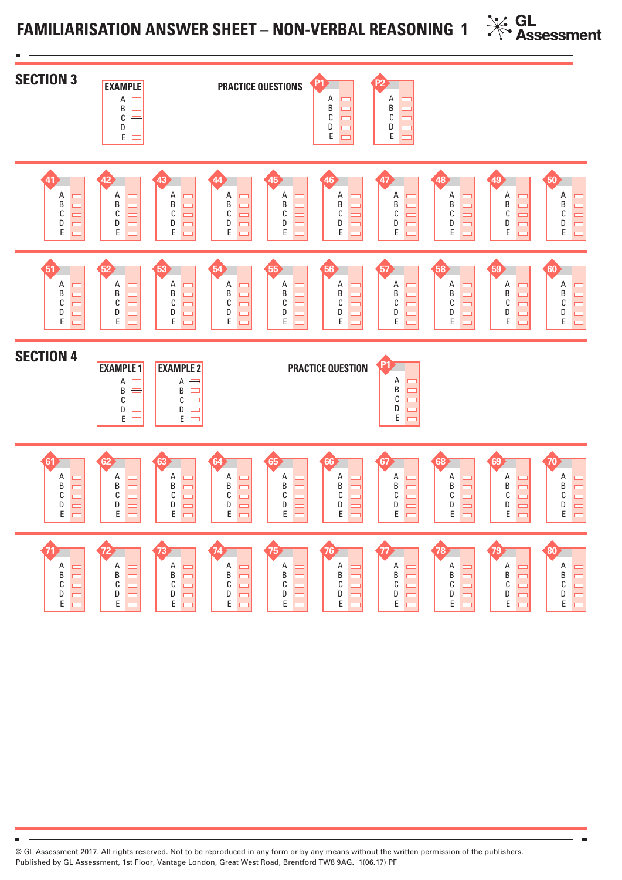# FAMILIARISATION ANSWER SHEET – NON-VERBAL REASONING 1

GL Assessment

## SECTION 3

**EXAMPLE**

A
B
C (marked)
D
E

**PRACTICE QUESTIONS**

P1: A B C D E

P2: A B C D E

41: A B C D E
42: A B C D E
43: A B C D E
44: A B C D E
45: A B C D E
46: A B C D E
47: A B C D E
48: A B C D E
49: A B C D E
50: A B C D E

51: A B C D E
52: A B C D E
53: A B C D E
54: A B C D E
55: A B C D E
56: A B C D E
57: A B C D E
58: A B C D E
59: A B C D E
60: A B C D E

## SECTION 4

**EXAMPLE 1**

A
B (marked)
C
D
E

**EXAMPLE 2**

A (marked)
B
C
D
E

**PRACTICE QUESTION**

P1: A B C D E

61: A B C D E
62: A B C D E
63: A B C D E
64: A B C D E
65: A B C D E
66: A B C D E
67: A B C D E
68: A B C D E
69: A B C D E
70: A B C D E

71: A B C D E
72: A B C D E
73: A B C D E
74: A B C D E
75: A B C D E
76: A B C D E
77: A B C D E
78: A B C D E
79: A B C D E
80: A B C D E

© GL Assessment 2017. All rights reserved. Not to be reproduced in any form or by any means without the written permission of the publishers.
Published by GL Assessment, 1st Floor, Vantage London, Great West Road, Brentford TW8 9AG. 1(06.17) PF